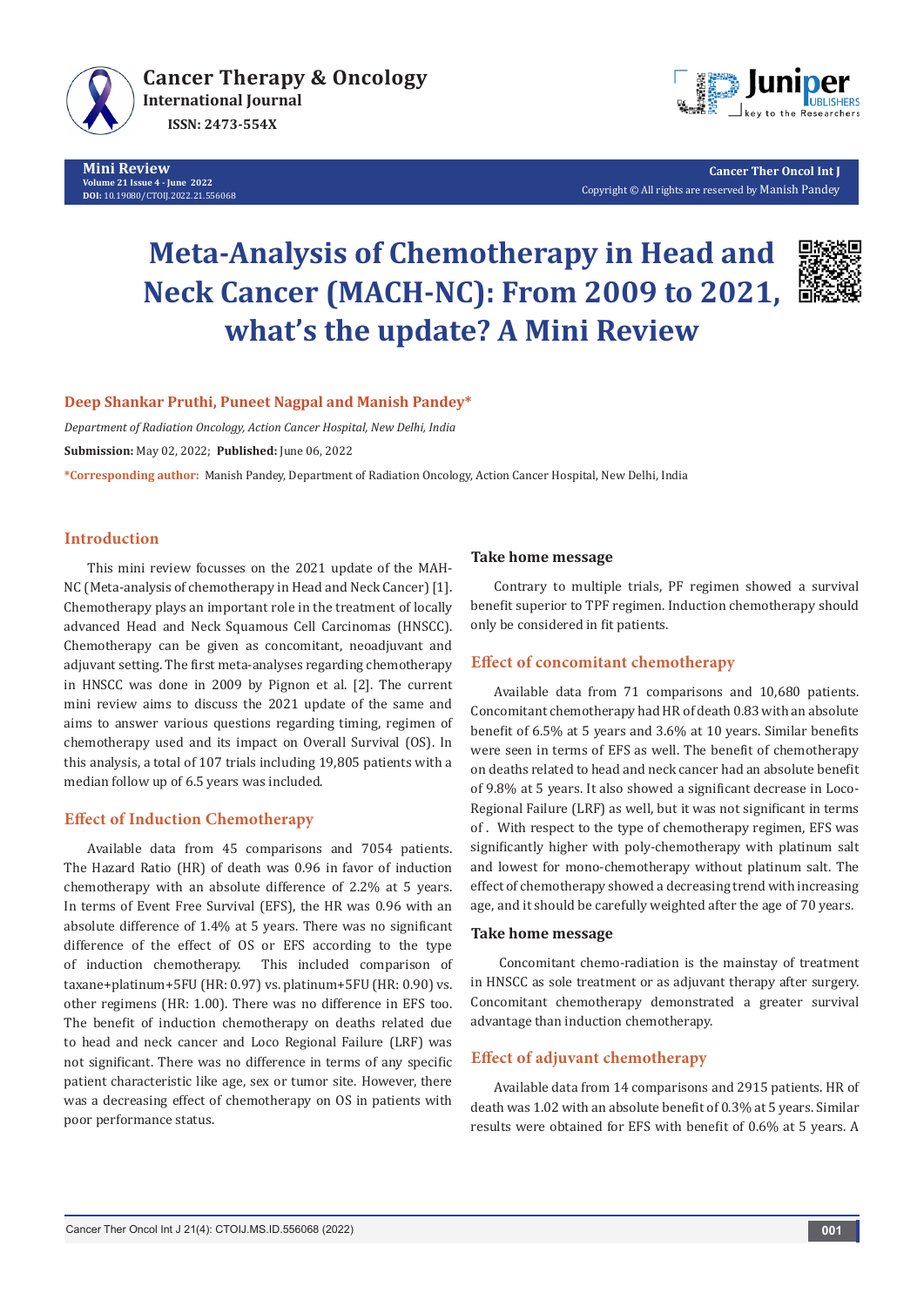# Meta-Analysis of Chemotherapy in Head and Neck Cancer (MACH-NC): From 2009 to 2021, what's the update? A Mini Review

**Deep Shankar Pruthi, Puneet Nagpal and Manish Pandey***

*Department of Radiation Oncology, Action Cancer Hospital, New Delhi, India*

**Submission:** May 02, 2022; **Published:** June 06, 2022

***Corresponding author:** Manish Pandey, Department of Radiation Oncology, Action Cancer Hospital, New Delhi, India

## Introduction

This mini review focusses on the 2021 update of the MAH-NC (Meta-analysis of chemotherapy in Head and Neck Cancer) [1]. Chemotherapy plays an important role in the treatment of locally advanced Head and Neck Squamous Cell Carcinomas (HNSCC). Chemotherapy can be given as concomitant, neoadjuvant and adjuvant setting. The first meta-analyses regarding chemotherapy in HNSCC was done in 2009 by Pignon et al. [2]. The current mini review aims to discuss the 2021 update of the same and aims to answer various questions regarding timing, regimen of chemotherapy used and its impact on Overall Survival (OS). In this analysis, a total of 107 trials including 19,805 patients with a median follow up of 6.5 years was included.

## Effect of Induction Chemotherapy

Available data from 45 comparisons and 7054 patients. The Hazard Ratio (HR) of death was 0.96 in favor of induction chemotherapy with an absolute difference of 2.2% at 5 years. In terms of Event Free Survival (EFS), the HR was 0.96 with an absolute difference of 1.4% at 5 years. There was no significant difference of the effect of OS or EFS according to the type of induction chemotherapy. This included comparison of taxane+platinum+5FU (HR: 0.97) vs. platinum+5FU (HR: 0.90) vs. other regimens (HR: 1.00). There was no difference in EFS too. The benefit of induction chemotherapy on deaths related due to head and neck cancer and Loco Regional Failure (LRF) was not significant. There was no difference in terms of any specific patient characteristic like age, sex or tumor site. However, there was a decreasing effect of chemotherapy on OS in patients with poor performance status.

### Take home message

Contrary to multiple trials, PF regimen showed a survival benefit superior to TPF regimen. Induction chemotherapy should only be considered in fit patients.

## Effect of concomitant chemotherapy

Available data from 71 comparisons and 10,680 patients. Concomitant chemotherapy had HR of death 0.83 with an absolute benefit of 6.5% at 5 years and 3.6% at 10 years. Similar benefits were seen in terms of EFS as well. The benefit of chemotherapy on deaths related to head and neck cancer had an absolute benefit of 9.8% at 5 years. It also showed a significant decrease in Loco-Regional Failure (LRF) as well, but it was not significant in terms of . With respect to the type of chemotherapy regimen, EFS was significantly higher with poly-chemotherapy with platinum salt and lowest for mono-chemotherapy without platinum salt. The effect of chemotherapy showed a decreasing trend with increasing age, and it should be carefully weighted after the age of 70 years.

### Take home message

Concomitant chemo-radiation is the mainstay of treatment in HNSCC as sole treatment or as adjuvant therapy after surgery. Concomitant chemotherapy demonstrated a greater survival advantage than induction chemotherapy.

## Effect of adjuvant chemotherapy

Available data from 14 comparisons and 2915 patients. HR of death was 1.02 with an absolute benefit of 0.3% at 5 years. Similar results were obtained for EFS with benefit of 0.6% at 5 years. A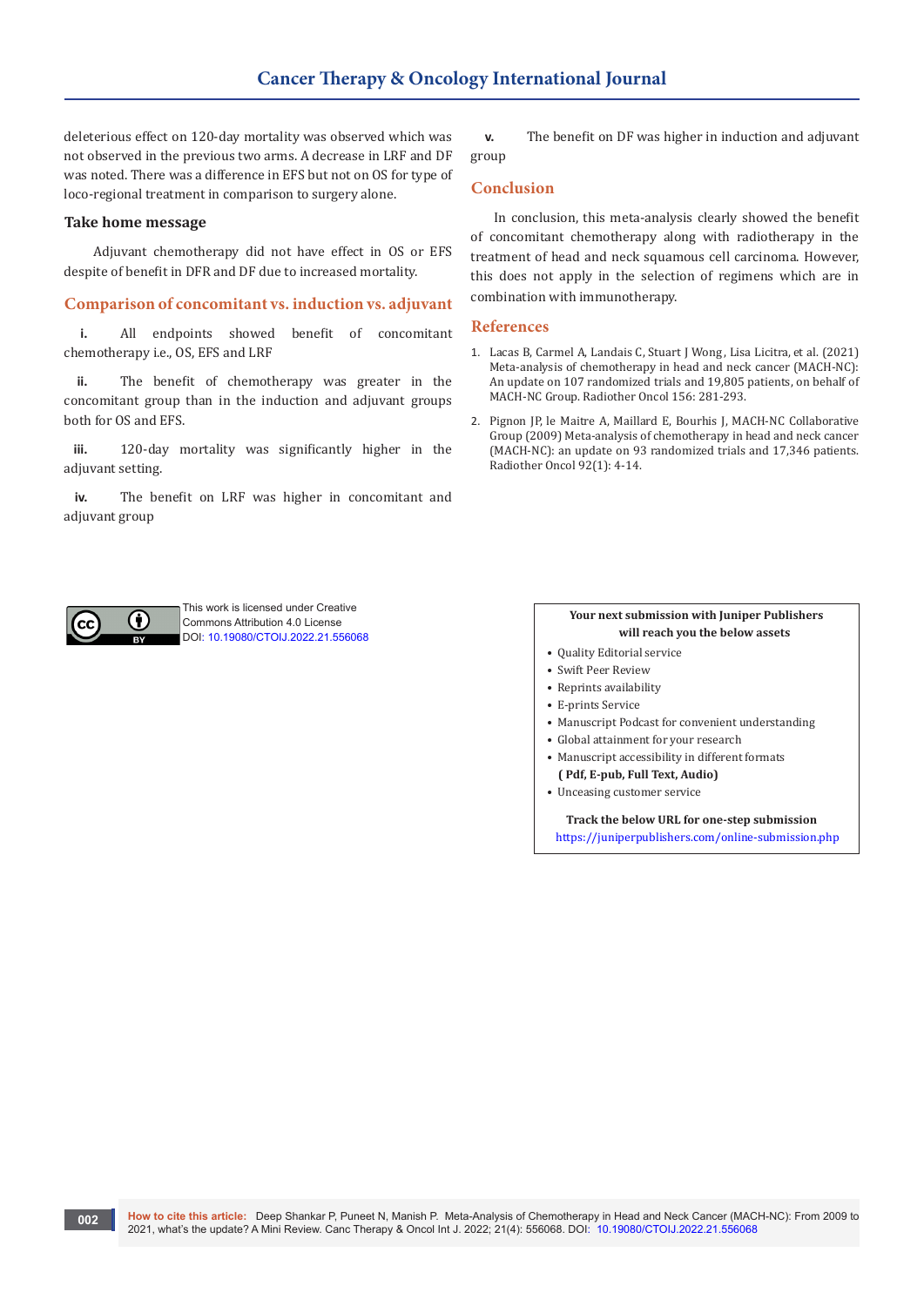deleterious effect on 120-day mortality was observed which was not observed in the previous two arms. A decrease in LRF and DF was noted. There was a difference in EFS but not on OS for type of loco-regional treatment in comparison to surgery alone.

### Take home message

Adjuvant chemotherapy did not have effect in OS or EFS despite of benefit in DFR and DF due to increased mortality.

## Comparison of concomitant vs. induction vs. adjuvant

i. All endpoints showed benefit of concomitant chemotherapy i.e., OS, EFS and LRF

ii. The benefit of chemotherapy was greater in the concomitant group than in the induction and adjuvant groups both for OS and EFS.

iii. 120-day mortality was significantly higher in the adjuvant setting.

iv. The benefit on LRF was higher in concomitant and adjuvant group

v. The benefit on DF was higher in induction and adjuvant group

## Conclusion

In conclusion, this meta-analysis clearly showed the benefit of concomitant chemotherapy along with radiotherapy in the treatment of head and neck squamous cell carcinoma. However, this does not apply in the selection of regimens which are in combination with immunotherapy.

## References

1. Lacas B, Carmel A, Landais C, Stuart J Wong, Lisa Licitra, et al. (2021) Meta-analysis of chemotherapy in head and neck cancer (MACH-NC): An update on 107 randomized trials and 19,805 patients, on behalf of MACH-NC Group. Radiother Oncol 156: 281-293.
2. Pignon JP, le Maitre A, Maillard E, Bourhis J, MACH-NC Collaborative Group (2009) Meta-analysis of chemotherapy in head and neck cancer (MACH-NC): an update on 93 randomized trials and 17,346 patients. Radiother Oncol 92(1): 4-14.

This work is licensed under Creative Commons Attribution 4.0 License
DOI: 10.19080/CTOIJ.2022.21.556068

**Your next submission with Juniper Publishers will reach you the below assets**

- Quality Editorial service
- Swift Peer Review
- Reprints availability
- E-prints Service
- Manuscript Podcast for convenient understanding
- Global attainment for your research
- Manuscript accessibility in different formats **( Pdf, E-pub, Full Text, Audio)**
- Unceasing customer service

**Track the below URL for one-step submission**
https://juniperpublishers.com/online-submission.php

**How to cite this article:** Deep Shankar P, Puneet N, Manish P. Meta-Analysis of Chemotherapy in Head and Neck Cancer (MACH-NC): From 2009 to 2021, what's the update? A Mini Review. Canc Therapy & Oncol Int J. 2022; 21(4): 556068. DOI: 10.19080/CTOIJ.2022.21.556068